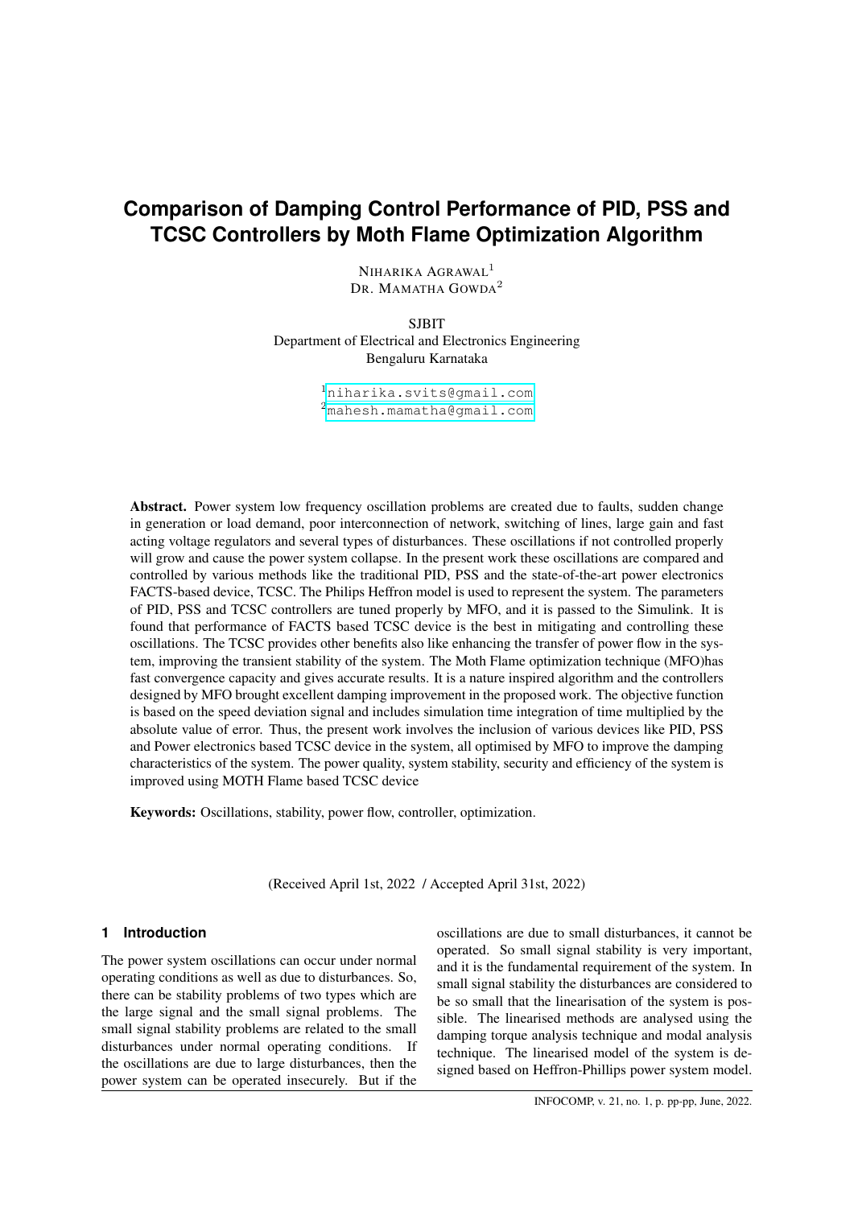# Comparison of Damping Control Performance of PID, PSS and TCSC Controllers by Moth Flame Optimization Algorithm

NIHARIKA AGRAWAL[1]
DR. MAMATHA GOWDA[2]

SJBIT
Department of Electrical and Electronics Engineering
Bengaluru Karnataka

[1]niharika.svits@gmail.com
[2]mahesh.mamatha@gmail.com

**Abstract.** Power system low frequency oscillation problems are created due to faults, sudden change in generation or load demand, poor interconnection of network, switching of lines, large gain and fast acting voltage regulators and several types of disturbances. These oscillations if not controlled properly will grow and cause the power system collapse. In the present work these oscillations are compared and controlled by various methods like the traditional PID, PSS and the state-of-the-art power electronics FACTS-based device, TCSC. The Philips Heffron model is used to represent the system. The parameters of PID, PSS and TCSC controllers are tuned properly by MFO, and it is passed to the Simulink. It is found that performance of FACTS based TCSC device is the best in mitigating and controlling these oscillations. The TCSC provides other benefits also like enhancing the transfer of power flow in the system, improving the transient stability of the system. The Moth Flame optimization technique (MFO)has fast convergence capacity and gives accurate results. It is a nature inspired algorithm and the controllers designed by MFO brought excellent damping improvement in the proposed work. The objective function is based on the speed deviation signal and includes simulation time integration of time multiplied by the absolute value of error. Thus, the present work involves the inclusion of various devices like PID, PSS and Power electronics based TCSC device in the system, all optimised by MFO to improve the damping characteristics of the system. The power quality, system stability, security and efficiency of the system is improved using MOTH Flame based TCSC device

**Keywords:** Oscillations, stability, power flow, controller, optimization.

(Received April 1st, 2022 / Accepted April 31st, 2022)

## 1 Introduction

The power system oscillations can occur under normal operating conditions as well as due to disturbances. So, there can be stability problems of two types which are the large signal and the small signal problems. The small signal stability problems are related to the small disturbances under normal operating conditions. If the oscillations are due to large disturbances, then the power system can be operated insecurely. But if the oscillations are due to small disturbances, it cannot be operated. So small signal stability is very important, and it is the fundamental requirement of the system. In small signal stability the disturbances are considered to be so small that the linearisation of the system is possible. The linearised methods are analysed using the damping torque analysis technique and modal analysis technique. The linearised model of the system is designed based on Heffron-Phillips power system model.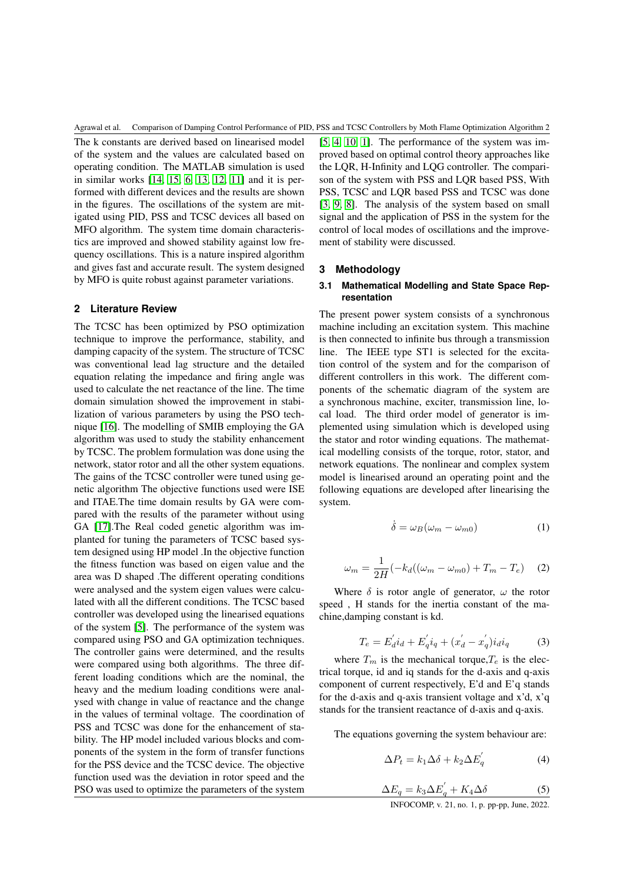The k constants are derived based on linearised model of the system and the values are calculated based on operating condition. The MATLAB simulation is used in similar works [14, 15, 6, 13, 12, 11] and it is performed with different devices and the results are shown in the figures. The oscillations of the system are mitigated using PID, PSS and TCSC devices all based on MFO algorithm. The system time domain characteristics are improved and showed stability against low frequency oscillations. This is a nature inspired algorithm and gives fast and accurate result. The system designed by MFO is quite robust against parameter variations.

## 2 Literature Review

The TCSC has been optimized by PSO optimization technique to improve the performance, stability, and damping capacity of the system. The structure of TCSC was conventional lead lag structure and the detailed equation relating the impedance and firing angle was used to calculate the net reactance of the line. The time domain simulation showed the improvement in stabilization of various parameters by using the PSO technique [16]. The modelling of SMIB employing the GA algorithm was used to study the stability enhancement by TCSC. The problem formulation was done using the network, stator rotor and all the other system equations. The gains of the TCSC controller were tuned using genetic algorithm The objective functions used were ISE and ITAE.The time domain results by GA were compared with the results of the parameter without using GA [17].The Real coded genetic algorithm was implanted for tuning the parameters of TCSC based system designed using HP model .In the objective function the fitness function was based on eigen value and the area was D shaped .The different operating conditions were analysed and the system eigen values were calculated with all the different conditions. The TCSC based controller was developed using the linearised equations of the system [5]. The performance of the system was compared using PSO and GA optimization techniques. The controller gains were determined, and the results were compared using both algorithms. The three different loading conditions which are the nominal, the heavy and the medium loading conditions were analysed with change in value of reactance and the change in the values of terminal voltage. The coordination of PSS and TCSC was done for the enhancement of stability. The HP model included various blocks and components of the system in the form of transfer functions for the PSS device and the TCSC device. The objective function used was the deviation in rotor speed and the PSO was used to optimize the parameters of the system [5, 4, 10, 1]. The performance of the system was improved based on optimal control theory approaches like the LQR, H-Infinity and LQG controller. The comparison of the system with PSS and LQR based PSS, With PSS, TCSC and LQR based PSS and TCSC was done [3, 9, 8]. The analysis of the system based on small signal and the application of PSS in the system for the control of local modes of oscillations and the improvement of stability were discussed.

## 3 Methodology

### 3.1 Mathematical Modelling and State Space Representation

The present power system consists of a synchronous machine including an excitation system. This machine is then connected to infinite bus through a transmission line. The IEEE type ST1 is selected for the excitation control of the system and for the comparison of different controllers in this work. The different components of the schematic diagram of the system are a synchronous machine, exciter, transmission line, local load. The third order model of generator is implemented using simulation which is developed using the stator and rotor winding equations. The mathematical modelling consists of the torque, rotor, stator, and network equations. The nonlinear and complex system model is linearised around an operating point and the following equations are developed after linearising the system.

$$\dot{\delta} = \omega_B(\omega_m - \omega_{m0}) \tag{1}$$

$$\omega_m = \frac{1}{2H}(-k_d((\omega_m - \omega_{m0}) + T_m - T_e) \tag{2}$$

Where $\delta$ is rotor angle of generator, $\omega$ the rotor speed , H stands for the inertia constant of the machine,damping constant is kd.

$$T_e = E_d^{'} i_d + E_q^{'} i_q + (x_d^{'} - x_q^{'}) i_d i_q \tag{3}$$

where $T_m$ is the mechanical torque,$T_e$ is the electrical torque, id and iq stands for the d-axis and q-axis component of current respectively, E'd and E'q stands for the d-axis and q-axis transient voltage and x'd, x'q stands for the transient reactance of d-axis and q-axis.

The equations governing the system behaviour are:

$$\Delta P_t = k_1 \Delta\delta + k_2 \Delta E_q^{'} \tag{4}$$

$$\Delta E_q = k_3 \Delta E_q^{'} + K_4 \Delta\delta \tag{5}$$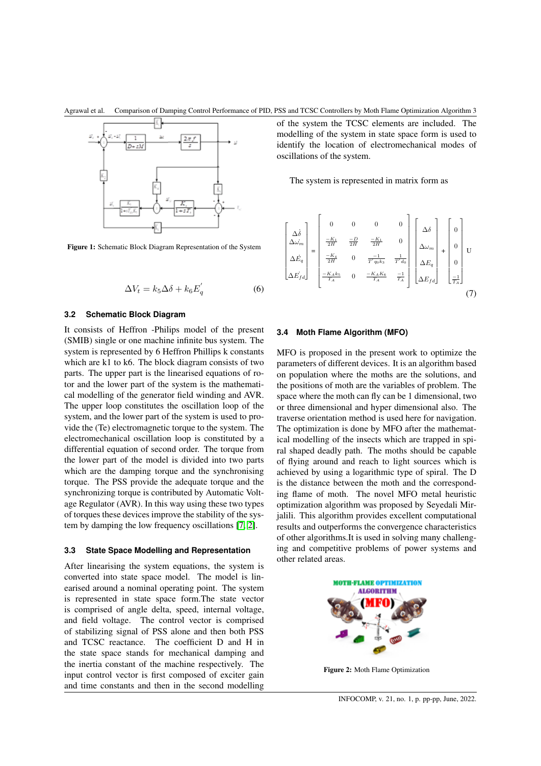Figure 1: Schematic Block Diagram Representation of the System

$$\Delta V_t = k_5 \Delta\delta + k_6 E_q^{'} \tag{6}$$

### 3.2 Schematic Block Diagram

It consists of Heffron -Philips model of the present (SMIB) single or one machine infinite bus system. The system is represented by 6 Heffron Phillips k constants which are k1 to k6. The block diagram consists of two parts. The upper part is the linearised equations of rotor and the lower part of the system is the mathematical modelling of the generator field winding and AVR. The upper loop constitutes the oscillation loop of the system, and the lower part of the system is used to provide the (Te) electromagnetic torque to the system. The electromechanical oscillation loop is constituted by a differential equation of second order. The torque from the lower part of the model is divided into two parts which are the damping torque and the synchronising torque. The PSS provide the adequate torque and the synchronizing torque is contributed by Automatic Voltage Regulator (AVR). In this way using these two types of torques these devices improve the stability of the system by damping the low frequency oscillations [7, 2].

### 3.3 State Space Modelling and Representation

After linearising the system equations, the system is converted into state space model. The model is linearised around a nominal operating point. The system is represented in state space form.The state vector is comprised of angle delta, speed, internal voltage, and field voltage. The control vector is comprised of stabilizing signal of PSS alone and then both PSS and TCSC reactance. The coefficient D and H in the state space stands for mechanical damping and the inertia constant of the machine respectively. The input control vector is first composed of exciter gain and time constants and then in the second modelling of the system the TCSC elements are included. The modelling of the system in state space form is used to identify the location of electromechanical modes of oscillations of the system.

The system is represented in matrix form as

$$\begin{bmatrix} \Delta\dot{\delta} \\ \Delta\dot{\omega}_m \\ \Delta\dot{E}_q \\ \Delta\dot{E}_{fd} \end{bmatrix} = \begin{bmatrix} 0 & 0 & 0 & 0 \\ \frac{-K_1}{2H} & \frac{-D}{2H} & \frac{-K_1}{2H} & 0 \\ \frac{-K_4}{2H} & 0 & \frac{-1}{T'_{q0}k_3} & \frac{1}{T'_{d0}} \\ \frac{-K_A k_5}{T_A} & 0 & \frac{-K_A K_6}{T_A} & \frac{-1}{T_A} \end{bmatrix} \begin{bmatrix} \Delta\delta \\ \Delta\omega_m \\ \Delta E_q \\ \Delta E_{fd} \end{bmatrix} + \begin{bmatrix} 0 \\ 0 \\ 0 \\ \frac{-1}{T_A} \end{bmatrix} U \tag{7}$$

### 3.4 Moth Flame Algorithm (MFO)

MFO is proposed in the present work to optimize the parameters of different devices. It is an algorithm based on population where the moths are the solutions, and the positions of moth are the variables of problem. The space where the moth can fly can be 1 dimensional, two or three dimensional and hyper dimensional also. The traverse orientation method is used here for navigation. The optimization is done by MFO after the mathematical modelling of the insects which are trapped in spiral shaped deadly path. The moths should be capable of flying around and reach to light sources which is achieved by using a logarithmic type of spiral. The D is the distance between the moth and the corresponding flame of moth. The novel MFO metal heuristic optimization algorithm was proposed by Seyedali Mirjalili. This algorithm provides excellent computational results and outperforms the convergence characteristics of other algorithms.It is used in solving many challenging and competitive problems of power systems and other related areas.

Figure 2: Moth Flame Optimization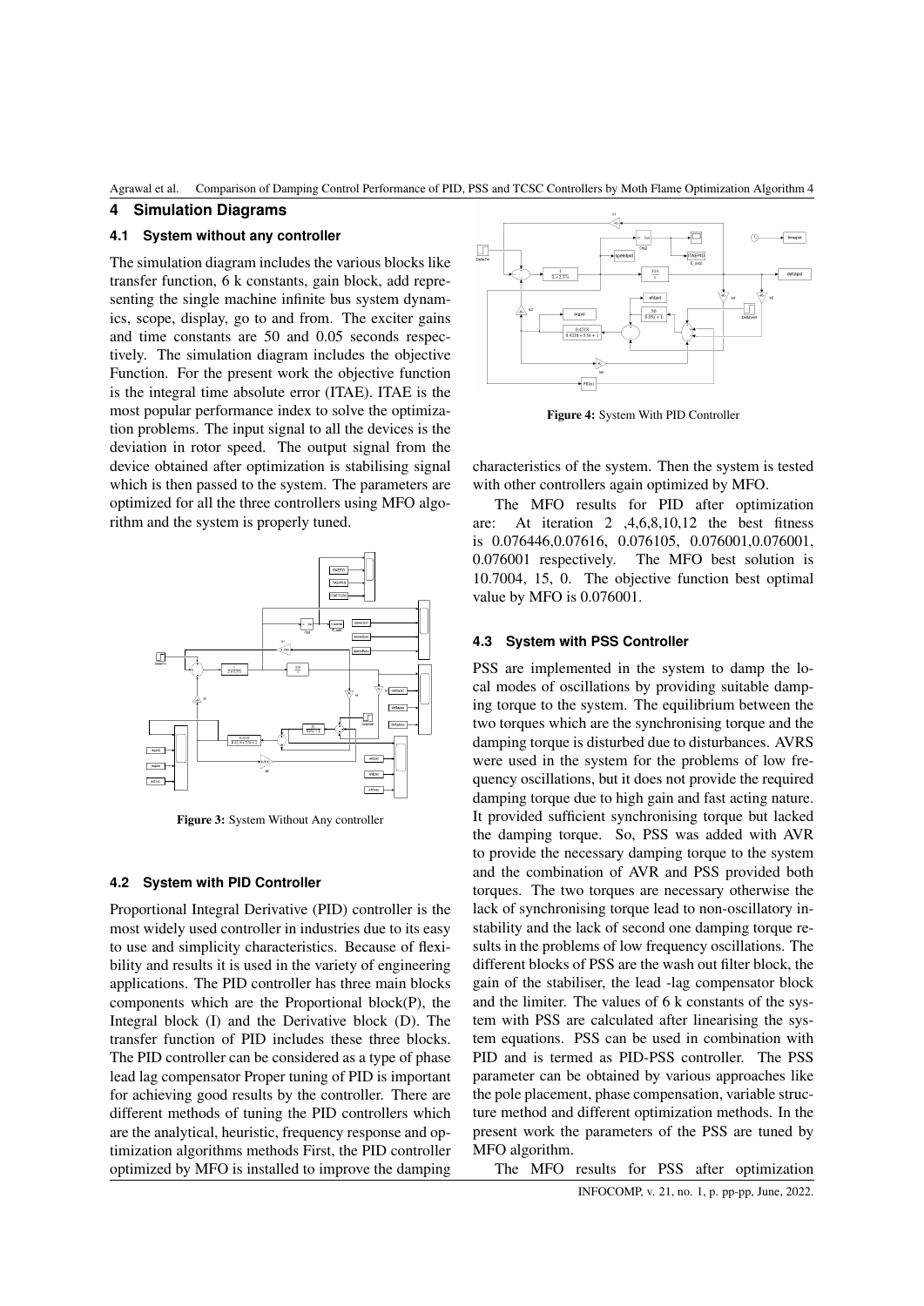## 4 Simulation Diagrams

### 4.1 System without any controller

The simulation diagram includes the various blocks like transfer function, 6 k constants, gain block, add representing the single machine infinite bus system dynamics, scope, display, go to and from. The exciter gains and time constants are 50 and 0.05 seconds respectively. The simulation diagram includes the objective Function. For the present work the objective function is the integral time absolute error (ITAE). ITAE is the most popular performance index to solve the optimization problems. The input signal to all the devices is the deviation in rotor speed. The output signal from the device obtained after optimization is stabilising signal which is then passed to the system. The parameters are optimized for all the three controllers using MFO algorithm and the system is properly tuned.

**Figure 3:** System Without Any controller

### 4.2 System with PID Controller

Proportional Integral Derivative (PID) controller is the most widely used controller in industries due to its easy to use and simplicity characteristics. Because of flexibility and results it is used in the variety of engineering applications. The PID controller has three main blocks components which are the Proportional block(P), the Integral block (I) and the Derivative block (D). The transfer function of PID includes these three blocks. The PID controller can be considered as a type of phase lead lag compensator Proper tuning of PID is important for achieving good results by the controller. There are different methods of tuning the PID controllers which are the analytical, heuristic, frequency response and optimization algorithms methods First, the PID controller optimized by MFO is installed to improve the damping characteristics of the system. Then the system is tested with other controllers again optimized by MFO.

**Figure 4:** System With PID Controller

The MFO results for PID after optimization are: At iteration 2 ,4,6,8,10,12 the best fitness is 0.076446,0.07616, 0.076105, 0.076001,0.076001, 0.076001 respectively. The MFO best solution is 10.7004, 15, 0. The objective function best optimal value by MFO is 0.076001.

### 4.3 System with PSS Controller

PSS are implemented in the system to damp the local modes of oscillations by providing suitable damping torque to the system. The equilibrium between the two torques which are the synchronising torque and the damping torque is disturbed due to disturbances. AVRS were used in the system for the problems of low frequency oscillations, but it does not provide the required damping torque due to high gain and fast acting nature. It provided sufficient synchronising torque but lacked the damping torque. So, PSS was added with AVR to provide the necessary damping torque to the system and the combination of AVR and PSS provided both torques. The two torques are necessary otherwise the lack of synchronising torque lead to non-oscillatory instability and the lack of second one damping torque results in the problems of low frequency oscillations. The different blocks of PSS are the wash out filter block, the gain of the stabiliser, the lead -lag compensator block and the limiter. The values of 6 k constants of the system with PSS are calculated after linearising the system equations. PSS can be used in combination with PID and is termed as PID-PSS controller. The PSS parameter can be obtained by various approaches like the pole placement, phase compensation, variable structure method and different optimization methods. In the present work the parameters of the PSS are tuned by MFO algorithm.

The MFO results for PSS after optimization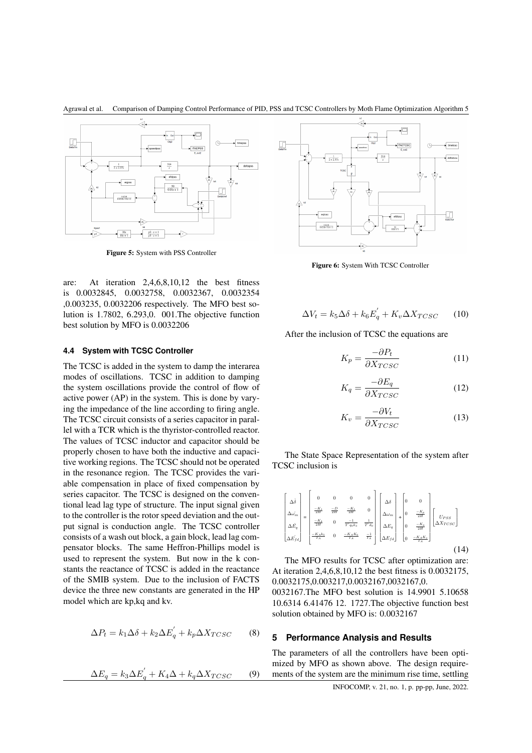Figure 5: System with PSS Controller

are: At iteration 2,4,6,8,10,12 the best fitness is 0.0032845, 0.0032758, 0.0032367, 0.0032354 ,0.003235, 0.0032206 respectively. The MFO best solution is 1.7802, 6.293,0. 001.The objective function best solution by MFO is 0.0032206

### 4.4 System with TCSC Controller

The TCSC is added in the system to damp the interarea modes of oscillations. TCSC in addition to damping the system oscillations provide the control of flow of active power (AP) in the system. This is done by varying the impedance of the line according to firing angle. The TCSC circuit consists of a series capacitor in parallel with a TCR which is the thyristor-controlled reactor. The values of TCSC inductor and capacitor should be properly chosen to have both the inductive and capacitive working regions. The TCSC should not be operated in the resonance region. The TCSC provides the variable compensation in place of fixed compensation by series capacitor. The TCSC is designed on the conventional lead lag type of structure. The input signal given to the controller is the rotor speed deviation and the output signal is conduction angle. The TCSC controller consists of a wash out block, a gain block, lead lag compensator blocks. The same Heffron-Phillips model is used to represent the system. But now in the k constants the reactance of TCSC is added in the reactance of the SMIB system. Due to the inclusion of FACTS device the three new constants are generated in the HP model which are kp,kq and kv.

$$\Delta P_t = k_1 \Delta\delta + k_2 \Delta E_q^{'} + k_p \Delta X_{TCSC} \tag{8}$$

$$\Delta E_q = k_3 \Delta E_q^{'} + K_4 \Delta + k_q \Delta X_{TCSC} \tag{9}$$

Figure 6: System With TCSC Controller

$$\Delta V_t = k_5 \Delta\delta + k_6 E_q^{'} + K_v \Delta X_{TCSC} \tag{10}$$

After the inclusion of TCSC the equations are

$$K_p = \frac{-\partial P_t}{\partial X_{TCSC}} \tag{11}$$

$$K_q = \frac{-\partial E_q}{\partial X_{TCSC}} \tag{12}$$

$$K_v = \frac{-\partial V_t}{\partial X_{TCSC}} \tag{13}$$

The State Space Representation of the system after TCSC inclusion is

$$\begin{bmatrix} \Delta\dot{\delta} \\ \Delta\dot{\omega_m} \\ \Delta\dot{E_q} \\ \Delta\dot{E_{fd}} \end{bmatrix} = \begin{bmatrix} 0 & 0 & 0 & 0 \\ \frac{-K_1}{2H} & \frac{-D}{2H} & \frac{-K_1}{2H} & 0 \\ \frac{-K_4}{2H} & 0 & \frac{-1}{T^{'}{}_{q0}k_3} & \frac{1}{T^{'}{}_{d_0}} \\ \frac{-K_A k_5}{T_A} & 0 & \frac{-K_A K_6}{T_A} & \frac{-1}{T_A} \end{bmatrix} \begin{bmatrix} \Delta\delta \\ \Delta\omega_m \\ \Delta E_q \\ \Delta E_{fd} \end{bmatrix} + \begin{bmatrix} 0 & 0 \\ 0 & \frac{-K_p}{2H} \\ 0 & \frac{-K_q}{2H} \\ 0 & \frac{-K_A K_v}{T_A} \end{bmatrix} \begin{bmatrix} U_{PSS} \\ \Delta X_{TCSC} \end{bmatrix} \tag{14}$$

The MFO results for TCSC after optimization are: At iteration 2,4,6,8,10,12 the best fitness is 0.0032175, 0.0032175,0.003217,0.0032167,0032167,0. 0032167.The MFO best solution is 14.9901 5.10658 10.6314 6.41476 12. 1727.The objective function best solution obtained by MFO is: 0.0032167

## 5 Performance Analysis and Results

The parameters of all the controllers have been optimized by MFO as shown above. The design requirements of the system are the minimum rise time, settling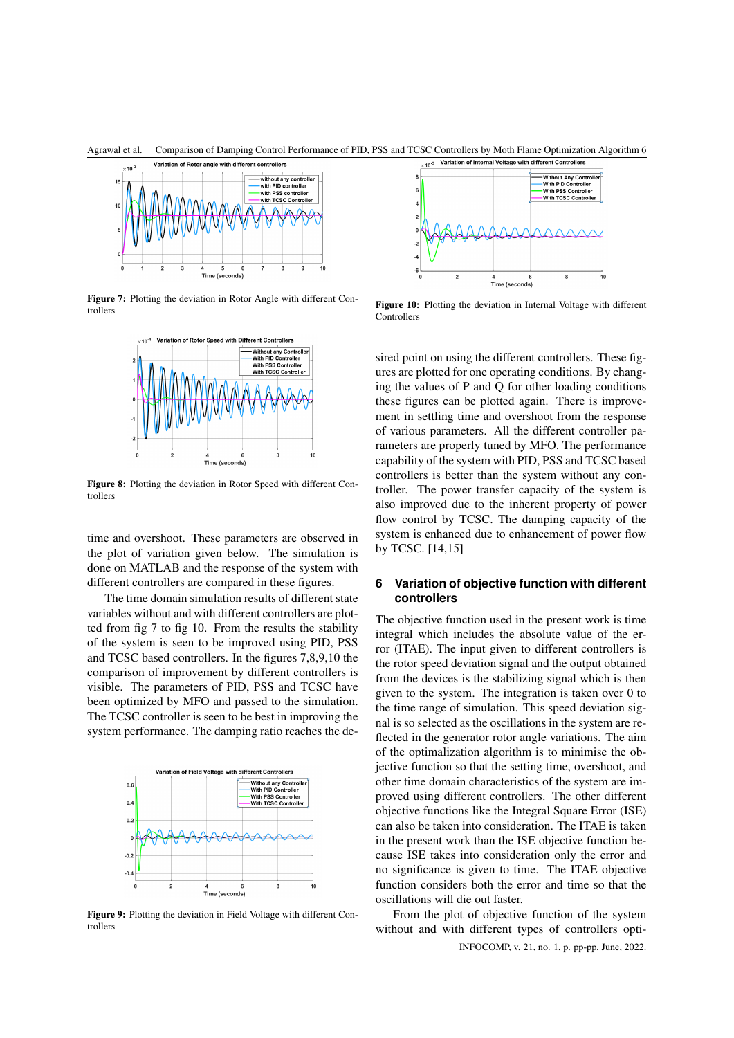Figure 7: Plotting the deviation in Rotor Angle with different Controllers

Figure 8: Plotting the deviation in Rotor Speed with different Controllers

time and overshoot. These parameters are observed in the plot of variation given below. The simulation is done on MATLAB and the response of the system with different controllers are compared in these figures.

The time domain simulation results of different state variables without and with different controllers are plotted from fig 7 to fig 10. From the results the stability of the system is seen to be improved using PID, PSS and TCSC based controllers. In the figures 7,8,9,10 the comparison of improvement by different controllers is visible. The parameters of PID, PSS and TCSC have been optimized by MFO and passed to the simulation. The TCSC controller is seen to be best in improving the system performance. The damping ratio reaches the desired point on using the different controllers. These figures are plotted for one operating conditions. By changing the values of P and Q for other loading conditions these figures can be plotted again. There is improvement in settling time and overshoot from the response of various parameters. All the different controller parameters are properly tuned by MFO. The performance capability of the system with PID, PSS and TCSC based controllers is better than the system without any controller. The power transfer capacity of the system is also improved due to the inherent property of power flow control by TCSC. The damping capacity of the system is enhanced due to enhancement of power flow by TCSC. [14,15]

Figure 9: Plotting the deviation in Field Voltage with different Controllers

Figure 10: Plotting the deviation in Internal Voltage with different Controllers

## 6 Variation of objective function with different controllers

The objective function used in the present work is time integral which includes the absolute value of the error (ITAE). The input given to different controllers is the rotor speed deviation signal and the output obtained from the devices is the stabilizing signal which is then given to the system. The integration is taken over 0 to the time range of simulation. This speed deviation signal is so selected as the oscillations in the system are reflected in the generator rotor angle variations. The aim of the optimalization algorithm is to minimise the objective function so that the setting time, overshoot, and other time domain characteristics of the system are improved using different controllers. The other different objective functions like the Integral Square Error (ISE) can also be taken into consideration. The ITAE is taken in the present work than the ISE objective function because ISE takes into consideration only the error and no significance is given to time. The ITAE objective function considers both the error and time so that the oscillations will die out faster.

From the plot of objective function of the system without and with different types of controllers opti-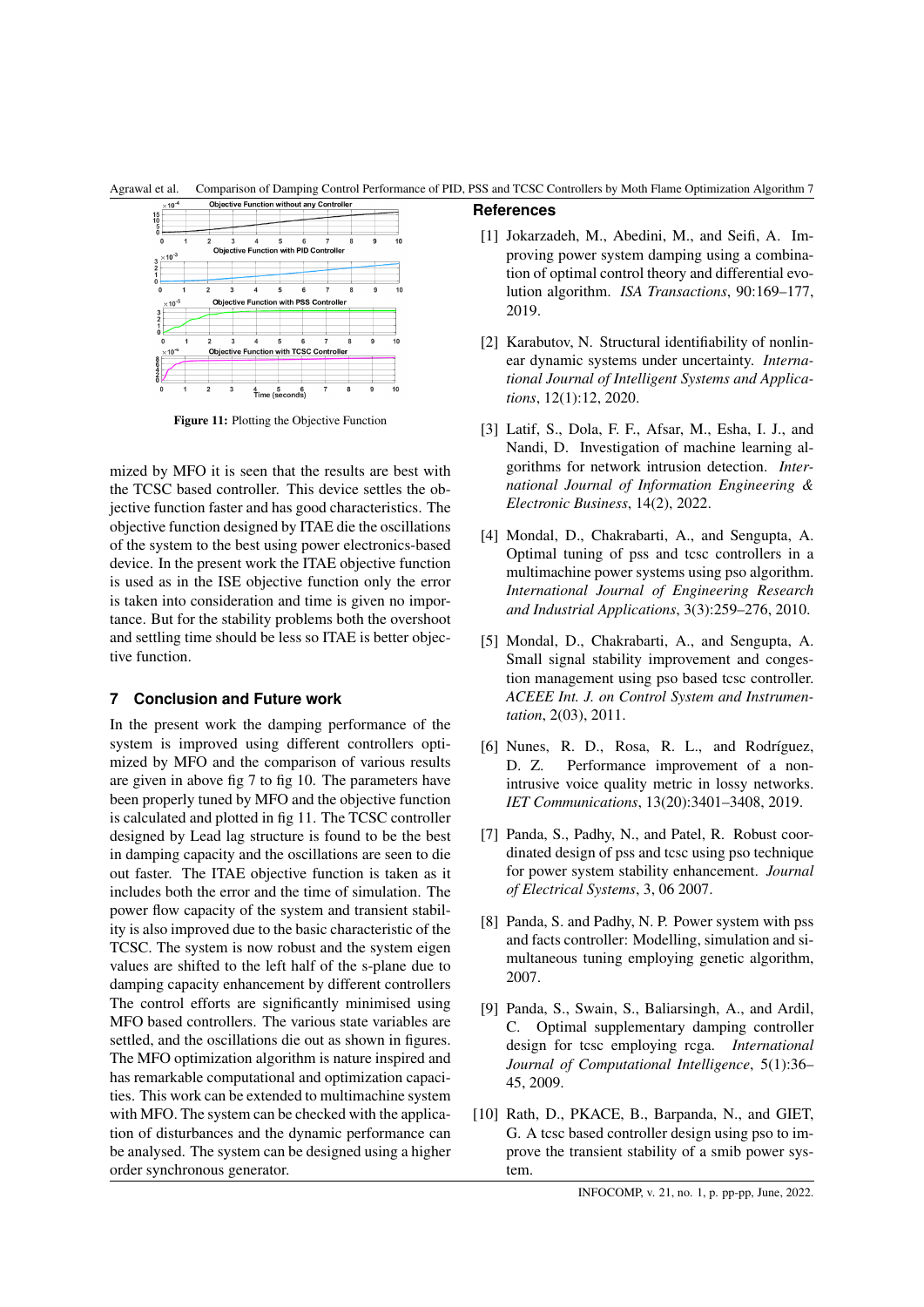Figure 11: Plotting the Objective Function

mized by MFO it is seen that the results are best with the TCSC based controller. This device settles the objective function faster and has good characteristics. The objective function designed by ITAE die the oscillations of the system to the best using power electronics-based device. In the present work the ITAE objective function is used as in the ISE objective function only the error is taken into consideration and time is given no importance. But for the stability problems both the overshoot and settling time should be less so ITAE is better objective function.

## 7 Conclusion and Future work

In the present work the damping performance of the system is improved using different controllers optimized by MFO and the comparison of various results are given in above fig 7 to fig 10. The parameters have been properly tuned by MFO and the objective function is calculated and plotted in fig 11. The TCSC controller designed by Lead lag structure is found to be the best in damping capacity and the oscillations are seen to die out faster. The ITAE objective function is taken as it includes both the error and the time of simulation. The power flow capacity of the system and transient stability is also improved due to the basic characteristic of the TCSC. The system is now robust and the system eigen values are shifted to the left half of the s-plane due to damping capacity enhancement by different controllers The control efforts are significantly minimised using MFO based controllers. The various state variables are settled, and the oscillations die out as shown in figures. The MFO optimization algorithm is nature inspired and has remarkable computational and optimization capacities. This work can be extended to multimachine system with MFO. The system can be checked with the application of disturbances and the dynamic performance can be analysed. The system can be designed using a higher order synchronous generator.

## References

[1] Jokarzadeh, M., Abedini, M., and Seifi, A. Improving power system damping using a combination of optimal control theory and differential evolution algorithm. *ISA Transactions*, 90:169–177, 2019.

[2] Karabutov, N. Structural identifiability of nonlinear dynamic systems under uncertainty. *International Journal of Intelligent Systems and Applications*, 12(1):12, 2020.

[3] Latif, S., Dola, F. F., Afsar, M., Esha, I. J., and Nandi, D. Investigation of machine learning algorithms for network intrusion detection. *International Journal of Information Engineering & Electronic Business*, 14(2), 2022.

[4] Mondal, D., Chakrabarti, A., and Sengupta, A. Optimal tuning of pss and tcsc controllers in a multimachine power systems using pso algorithm. *International Journal of Engineering Research and Industrial Applications*, 3(3):259–276, 2010.

[5] Mondal, D., Chakrabarti, A., and Sengupta, A. Small signal stability improvement and congestion management using pso based tcsc controller. *ACEEE Int. J. on Control System and Instrumentation*, 2(03), 2011.

[6] Nunes, R. D., Rosa, R. L., and Rodríguez, D. Z. Performance improvement of a non-intrusive voice quality metric in lossy networks. *IET Communications*, 13(20):3401–3408, 2019.

[7] Panda, S., Padhy, N., and Patel, R. Robust coordinated design of pss and tcsc using pso technique for power system stability enhancement. *Journal of Electrical Systems*, 3, 06 2007.

[8] Panda, S. and Padhy, N. P. Power system with pss and facts controller: Modelling, simulation and simultaneous tuning employing genetic algorithm, 2007.

[9] Panda, S., Swain, S., Baliarsingh, A., and Ardil, C. Optimal supplementary damping controller design for tcsc employing rcga. *International Journal of Computational Intelligence*, 5(1):36–45, 2009.

[10] Rath, D., PKACE, B., Barpanda, N., and GIET, G. A tcsc based controller design using pso to improve the transient stability of a smib power system.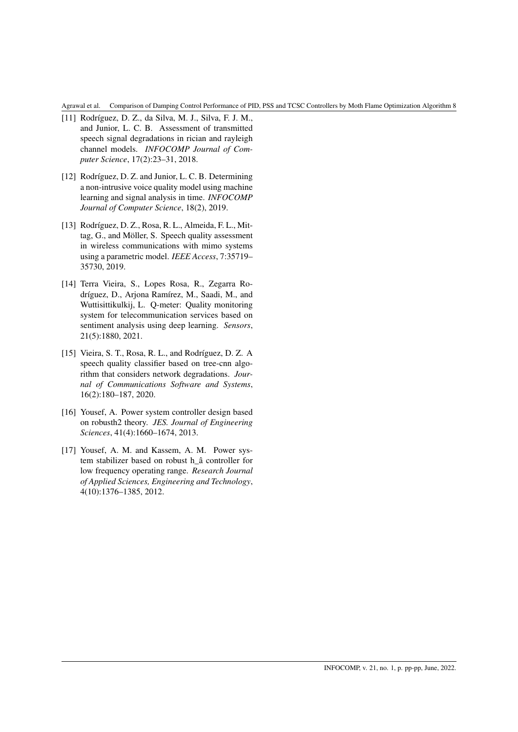[11] Rodríguez, D. Z., da Silva, M. J., Silva, F. J. M., and Junior, L. C. B. Assessment of transmitted speech signal degradations in rician and rayleigh channel models. *INFOCOMP Journal of Computer Science*, 17(2):23–31, 2018.

[12] Rodríguez, D. Z. and Junior, L. C. B. Determining a non-intrusive voice quality model using machine learning and signal analysis in time. *INFOCOMP Journal of Computer Science*, 18(2), 2019.

[13] Rodríguez, D. Z., Rosa, R. L., Almeida, F. L., Mittag, G., and Möller, S. Speech quality assessment in wireless communications with mimo systems using a parametric model. *IEEE Access*, 7:35719–35730, 2019.

[14] Terra Vieira, S., Lopes Rosa, R., Zegarra Rodríguez, D., Arjona Ramírez, M., Saadi, M., and Wuttisittikulkij, L. Q-meter: Quality monitoring system for telecommunication services based on sentiment analysis using deep learning. *Sensors*, 21(5):1880, 2021.

[15] Vieira, S. T., Rosa, R. L., and Rodríguez, D. Z. A speech quality classifier based on tree-cnn algorithm that considers network degradations. *Journal of Communications Software and Systems*, 16(2):180–187, 2020.

[16] Yousef, A. Power system controller design based on robusth2 theory. *JES. Journal of Engineering Sciences*, 41(4):1660–1674, 2013.

[17] Yousef, A. M. and Kassem, A. M. Power system stabilizer based on robust h_â controller for low frequency operating range. *Research Journal of Applied Sciences, Engineering and Technology*, 4(10):1376–1385, 2012.